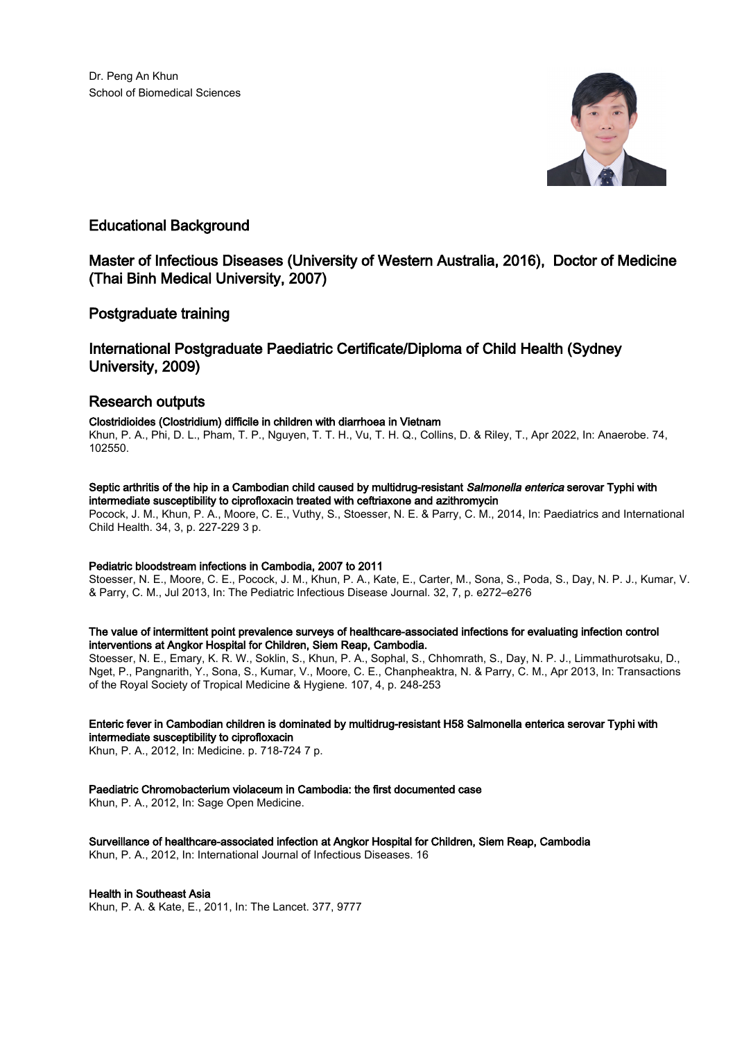Dr. Peng An Khun
School of Biomedical Sciences

## Educational Background

## Master of Infectious Diseases (University of Western Australia, 2016), Doctor of Medicine (Thai Binh Medical University, 2007)

## Postgraduate training

## International Postgraduate Paediatric Certificate/Diploma of Child Health (Sydney University, 2009)

## Research outputs

**Clostridioides (Clostridium) difficile in children with diarrhoea in Vietnam**
Khun, P. A., Phi, D. L., Pham, T. P., Nguyen, T. T. H., Vu, T. H. Q., Collins, D. & Riley, T., Apr 2022, In: Anaerobe. 74, 102550.

**Septic arthritis of the hip in a Cambodian child caused by multidrug-resistant *Salmonella enterica* serovar Typhi with intermediate susceptibility to ciprofloxacin treated with ceftriaxone and azithromycin**
Pocock, J. M., Khun, P. A., Moore, C. E., Vuthy, S., Stoesser, N. E. & Parry, C. M., 2014, In: Paediatrics and International Child Health. 34, 3, p. 227-229 3 p.

**Pediatric bloodstream infections in Cambodia, 2007 to 2011**
Stoesser, N. E., Moore, C. E., Pocock, J. M., Khun, P. A., Kate, E., Carter, M., Sona, S., Poda, S., Day, N. P. J., Kumar, V. & Parry, C. M., Jul 2013, In: The Pediatric Infectious Disease Journal. 32, 7, p. e272–e276

**The value of intermittent point prevalence surveys of healthcare-associated infections for evaluating infection control interventions at Angkor Hospital for Children, Siem Reap, Cambodia.**
Stoesser, N. E., Emary, K. R. W., Soklin, S., Khun, P. A., Sophal, S., Chhomrath, S., Day, N. P. J., Limmathurotsaku, D., Nget, P., Pangnarith, Y., Sona, S., Kumar, V., Moore, C. E., Chanpheaktra, N. & Parry, C. M., Apr 2013, In: Transactions of the Royal Society of Tropical Medicine & Hygiene. 107, 4, p. 248-253

**Enteric fever in Cambodian children is dominated by multidrug-resistant H58 Salmonella enterica serovar Typhi with intermediate susceptibility to ciprofloxacin**
Khun, P. A., 2012, In: Medicine. p. 718-724 7 p.

**Paediatric Chromobacterium violaceum in Cambodia: the first documented case**
Khun, P. A., 2012, In: Sage Open Medicine.

**Surveillance of healthcare-associated infection at Angkor Hospital for Children, Siem Reap, Cambodia**
Khun, P. A., 2012, In: International Journal of Infectious Diseases. 16

**Health in Southeast Asia**
Khun, P. A. & Kate, E., 2011, In: The Lancet. 377, 9777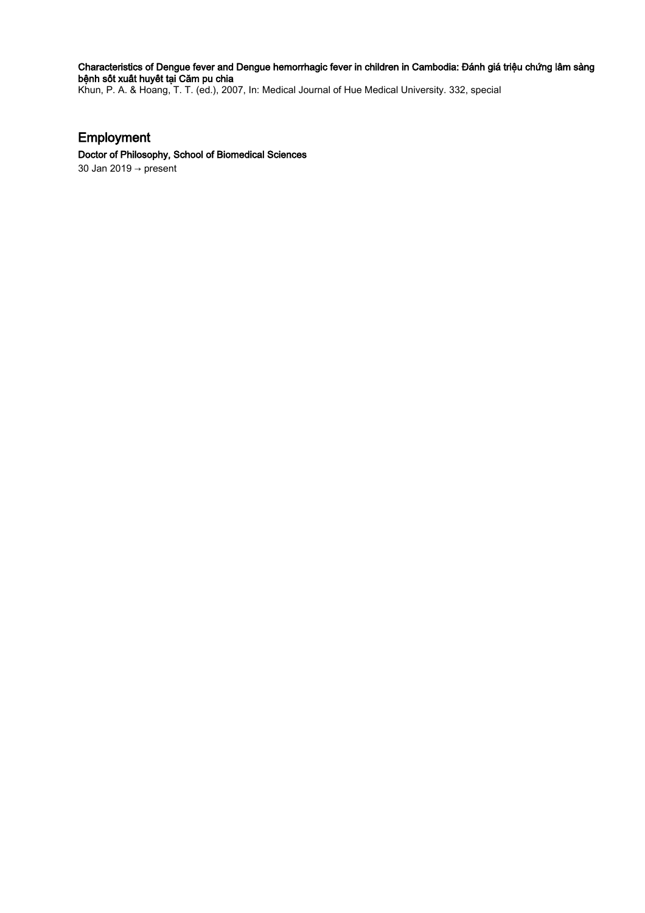**Characteristics of Dengue fever and Dengue hemorrhagic fever in children in Cambodia: Đánh giá triệu chứng lâm sàng bệnh sốt xuất huyết tại Căm pu chia**
Khun, P. A. & Hoang, T. T. (ed.), 2007, In: Medical Journal of Hue Medical University. 332, special

## Employment

**Doctor of Philosophy, School of Biomedical Sciences**
30 Jan 2019 → present